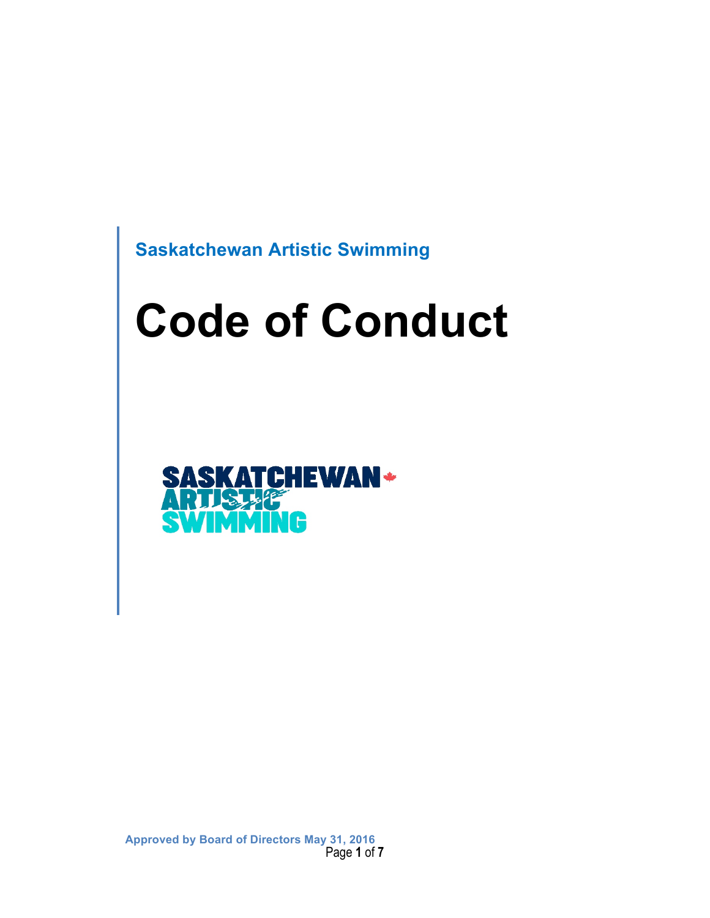Saskatchewan Artistic Swimming

# Code of Conduct

Approved by Board of Directors May 31, 2016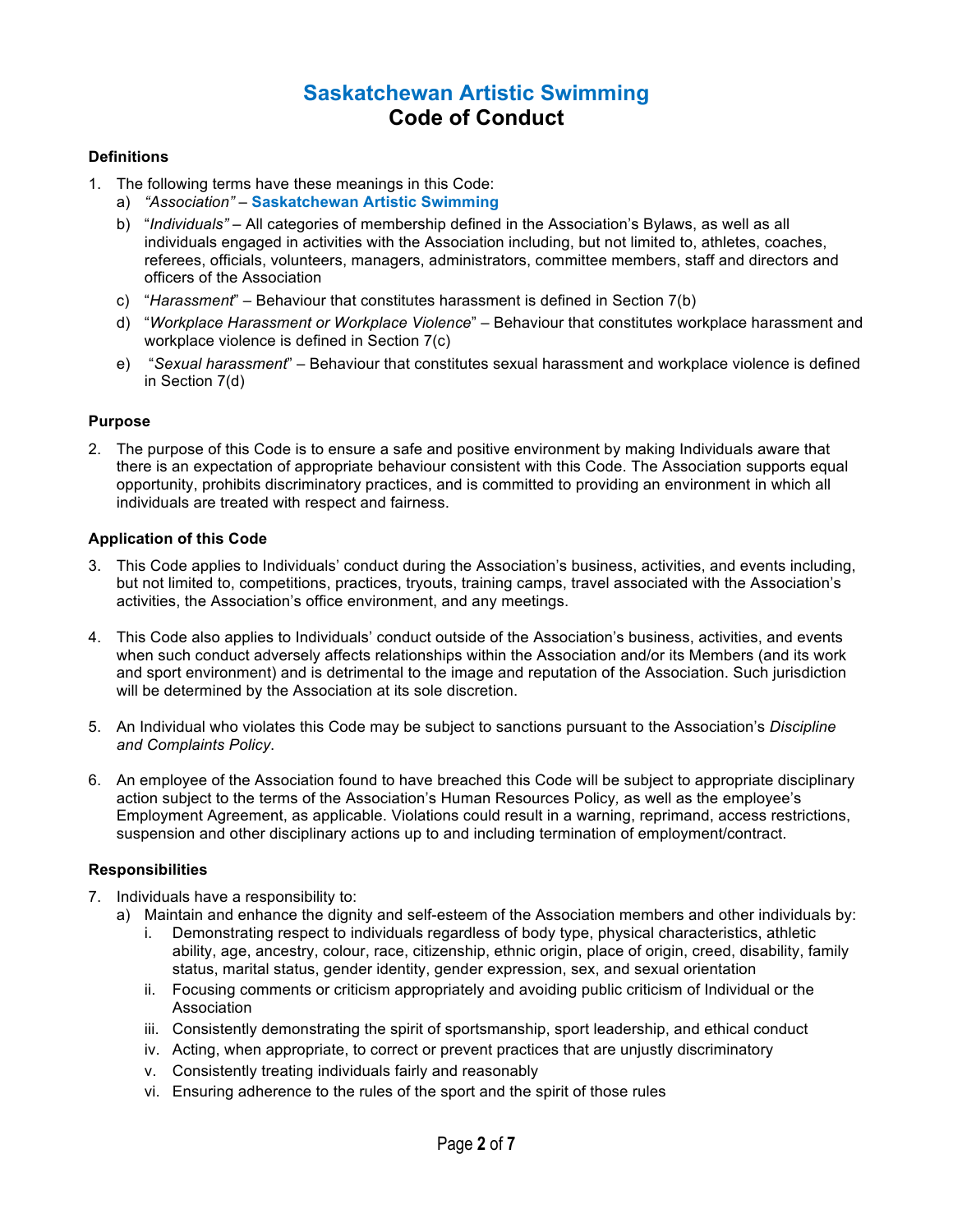# Saskatchewan Artistic Swimming
# Code of Conduct

### Definitions

1. The following terms have these meanings in this Code:
   a) *"Association"* – **Saskatchewan Artistic Swimming**
   b) "*Individuals"* – All categories of membership defined in the Association's Bylaws, as well as all individuals engaged in activities with the Association including, but not limited to, athletes, coaches, referees, officials, volunteers, managers, administrators, committee members, staff and directors and officers of the Association
   c) "*Harassment*" – Behaviour that constitutes harassment is defined in Section 7(b)
   d) "*Workplace Harassment or Workplace Violence*" – Behaviour that constitutes workplace harassment and workplace violence is defined in Section 7(c)
   e) "*Sexual harassment*" – Behaviour that constitutes sexual harassment and workplace violence is defined in Section 7(d)

### Purpose

2. The purpose of this Code is to ensure a safe and positive environment by making Individuals aware that there is an expectation of appropriate behaviour consistent with this Code. The Association supports equal opportunity, prohibits discriminatory practices, and is committed to providing an environment in which all individuals are treated with respect and fairness.

### Application of this Code

3. This Code applies to Individuals' conduct during the Association's business, activities, and events including, but not limited to, competitions, practices, tryouts, training camps, travel associated with the Association's activities, the Association's office environment, and any meetings.

4. This Code also applies to Individuals' conduct outside of the Association's business, activities, and events when such conduct adversely affects relationships within the Association and/or its Members (and its work and sport environment) and is detrimental to the image and reputation of the Association. Such jurisdiction will be determined by the Association at its sole discretion.

5. An Individual who violates this Code may be subject to sanctions pursuant to the Association's *Discipline and Complaints Policy*.

6. An employee of the Association found to have breached this Code will be subject to appropriate disciplinary action subject to the terms of the Association's Human Resources Policy, as well as the employee's Employment Agreement, as applicable. Violations could result in a warning, reprimand, access restrictions, suspension and other disciplinary actions up to and including termination of employment/contract.

### Responsibilities

7. Individuals have a responsibility to:
   a) Maintain and enhance the dignity and self-esteem of the Association members and other individuals by:
      i. Demonstrating respect to individuals regardless of body type, physical characteristics, athletic ability, age, ancestry, colour, race, citizenship, ethnic origin, place of origin, creed, disability, family status, marital status, gender identity, gender expression, sex, and sexual orientation
      ii. Focusing comments or criticism appropriately and avoiding public criticism of Individual or the Association
      iii. Consistently demonstrating the spirit of sportsmanship, sport leadership, and ethical conduct
      iv. Acting, when appropriate, to correct or prevent practices that are unjustly discriminatory
      v. Consistently treating individuals fairly and reasonably
      vi. Ensuring adherence to the rules of the sport and the spirit of those rules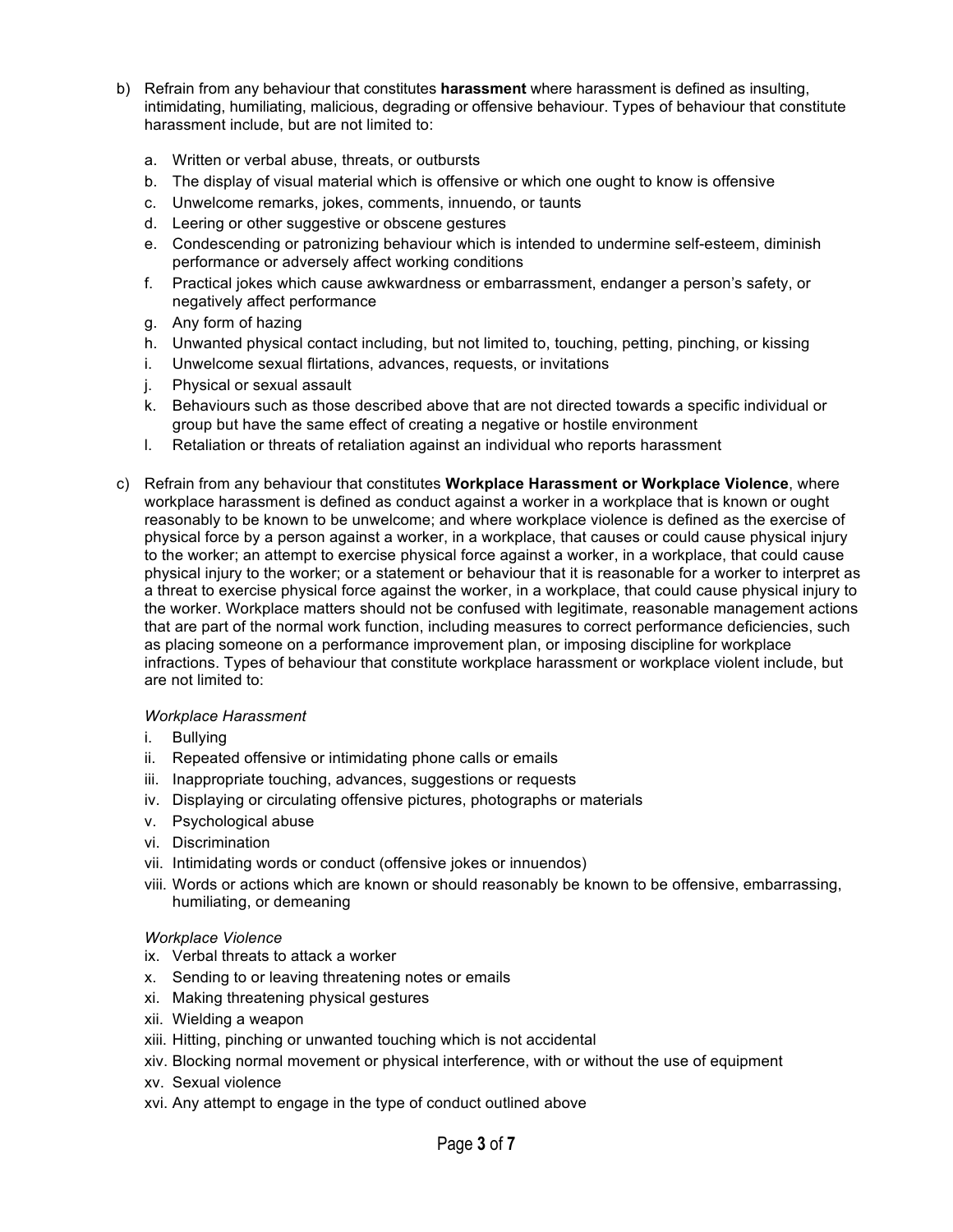b) Refrain from any behaviour that constitutes **harassment** where harassment is defined as insulting, intimidating, humiliating, malicious, degrading or offensive behaviour. Types of behaviour that constitute harassment include, but are not limited to:

   a. Written or verbal abuse, threats, or outbursts
   b. The display of visual material which is offensive or which one ought to know is offensive
   c. Unwelcome remarks, jokes, comments, innuendo, or taunts
   d. Leering or other suggestive or obscene gestures
   e. Condescending or patronizing behaviour which is intended to undermine self-esteem, diminish performance or adversely affect working conditions
   f. Practical jokes which cause awkwardness or embarrassment, endanger a person's safety, or negatively affect performance
   g. Any form of hazing
   h. Unwanted physical contact including, but not limited to, touching, petting, pinching, or kissing
   i. Unwelcome sexual flirtations, advances, requests, or invitations
   j. Physical or sexual assault
   k. Behaviours such as those described above that are not directed towards a specific individual or group but have the same effect of creating a negative or hostile environment
   l. Retaliation or threats of retaliation against an individual who reports harassment

c) Refrain from any behaviour that constitutes **Workplace Harassment or Workplace Violence**, where workplace harassment is defined as conduct against a worker in a workplace that is known or ought reasonably to be known to be unwelcome; and where workplace violence is defined as the exercise of physical force by a person against a worker, in a workplace, that causes or could cause physical injury to the worker; an attempt to exercise physical force against a worker, in a workplace, that could cause physical injury to the worker; or a statement or behaviour that it is reasonable for a worker to interpret as a threat to exercise physical force against the worker, in a workplace, that could cause physical injury to the worker. Workplace matters should not be confused with legitimate, reasonable management actions that are part of the normal work function, including measures to correct performance deficiencies, such as placing someone on a performance improvement plan, or imposing discipline for workplace infractions. Types of behaviour that constitute workplace harassment or workplace violent include, but are not limited to:

   *Workplace Harassment*

   i. Bullying
   ii. Repeated offensive or intimidating phone calls or emails
   iii. Inappropriate touching, advances, suggestions or requests
   iv. Displaying or circulating offensive pictures, photographs or materials
   v. Psychological abuse
   vi. Discrimination
   vii. Intimidating words or conduct (offensive jokes or innuendos)
   viii. Words or actions which are known or should reasonably be known to be offensive, embarrassing, humiliating, or demeaning

   *Workplace Violence*

   ix. Verbal threats to attack a worker
   x. Sending to or leaving threatening notes or emails
   xi. Making threatening physical gestures
   xii. Wielding a weapon
   xiii. Hitting, pinching or unwanted touching which is not accidental
   xiv. Blocking normal movement or physical interference, with or without the use of equipment
   xv. Sexual violence
   xvi. Any attempt to engage in the type of conduct outlined above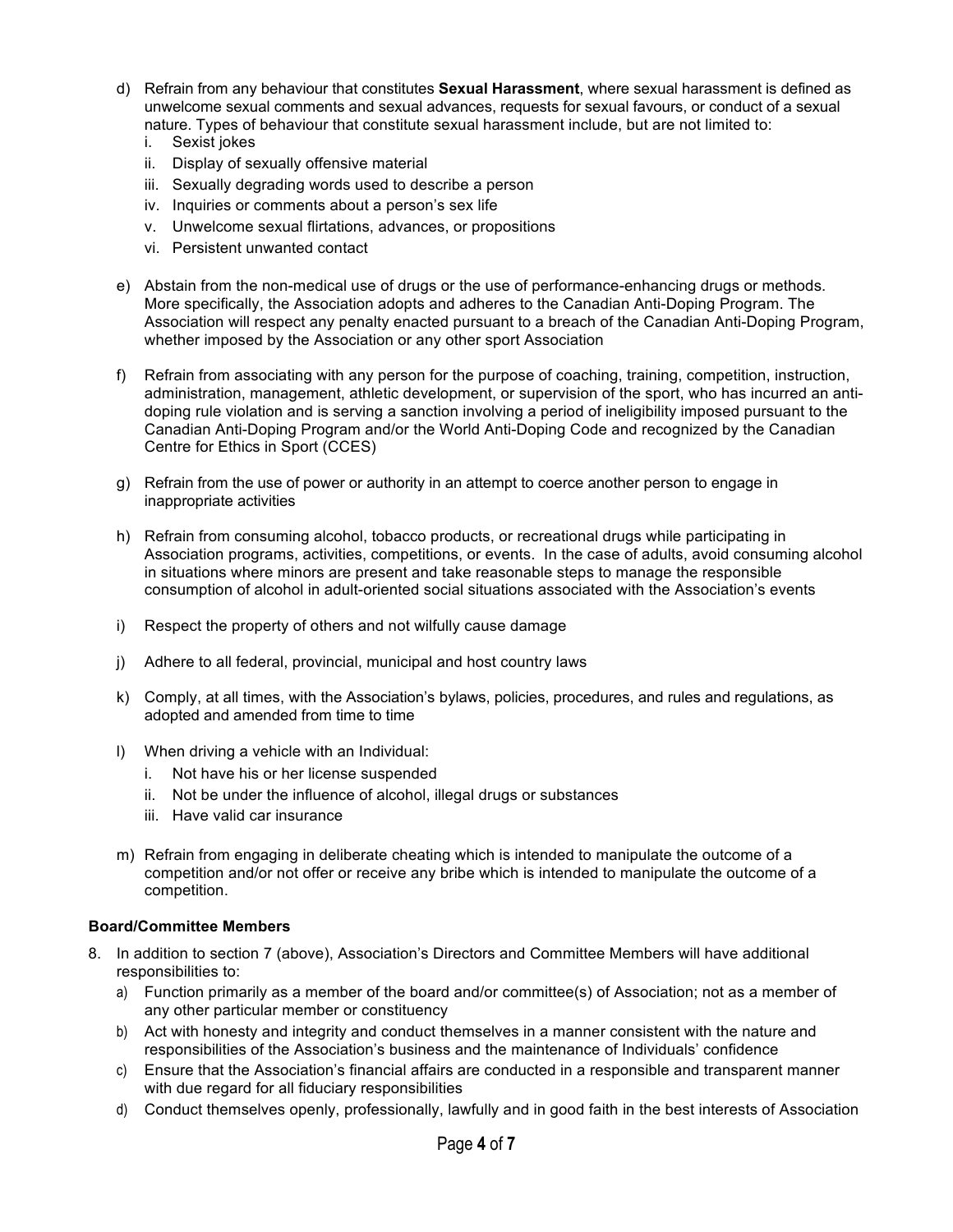d) Refrain from any behaviour that constitutes **Sexual Harassment**, where sexual harassment is defined as unwelcome sexual comments and sexual advances, requests for sexual favours, or conduct of a sexual nature. Types of behaviour that constitute sexual harassment include, but are not limited to:
   i. Sexist jokes
   ii. Display of sexually offensive material
   iii. Sexually degrading words used to describe a person
   iv. Inquiries or comments about a person's sex life
   v. Unwelcome sexual flirtations, advances, or propositions
   vi. Persistent unwanted contact

e) Abstain from the non-medical use of drugs or the use of performance-enhancing drugs or methods. More specifically, the Association adopts and adheres to the Canadian Anti-Doping Program. The Association will respect any penalty enacted pursuant to a breach of the Canadian Anti-Doping Program, whether imposed by the Association or any other sport Association

f) Refrain from associating with any person for the purpose of coaching, training, competition, instruction, administration, management, athletic development, or supervision of the sport, who has incurred an anti-doping rule violation and is serving a sanction involving a period of ineligibility imposed pursuant to the Canadian Anti-Doping Program and/or the World Anti-Doping Code and recognized by the Canadian Centre for Ethics in Sport (CCES)

g) Refrain from the use of power or authority in an attempt to coerce another person to engage in inappropriate activities

h) Refrain from consuming alcohol, tobacco products, or recreational drugs while participating in Association programs, activities, competitions, or events. In the case of adults, avoid consuming alcohol in situations where minors are present and take reasonable steps to manage the responsible consumption of alcohol in adult-oriented social situations associated with the Association's events

i) Respect the property of others and not wilfully cause damage

j) Adhere to all federal, provincial, municipal and host country laws

k) Comply, at all times, with the Association's bylaws, policies, procedures, and rules and regulations, as adopted and amended from time to time

l) When driving a vehicle with an Individual:
   i. Not have his or her license suspended
   ii. Not be under the influence of alcohol, illegal drugs or substances
   iii. Have valid car insurance

m) Refrain from engaging in deliberate cheating which is intended to manipulate the outcome of a competition and/or not offer or receive any bribe which is intended to manipulate the outcome of a competition.

**Board/Committee Members**

8. In addition to section 7 (above), Association's Directors and Committee Members will have additional responsibilities to:
   a) Function primarily as a member of the board and/or committee(s) of Association; not as a member of any other particular member or constituency
   b) Act with honesty and integrity and conduct themselves in a manner consistent with the nature and responsibilities of the Association's business and the maintenance of Individuals' confidence
   c) Ensure that the Association's financial affairs are conducted in a responsible and transparent manner with due regard for all fiduciary responsibilities
   d) Conduct themselves openly, professionally, lawfully and in good faith in the best interests of Association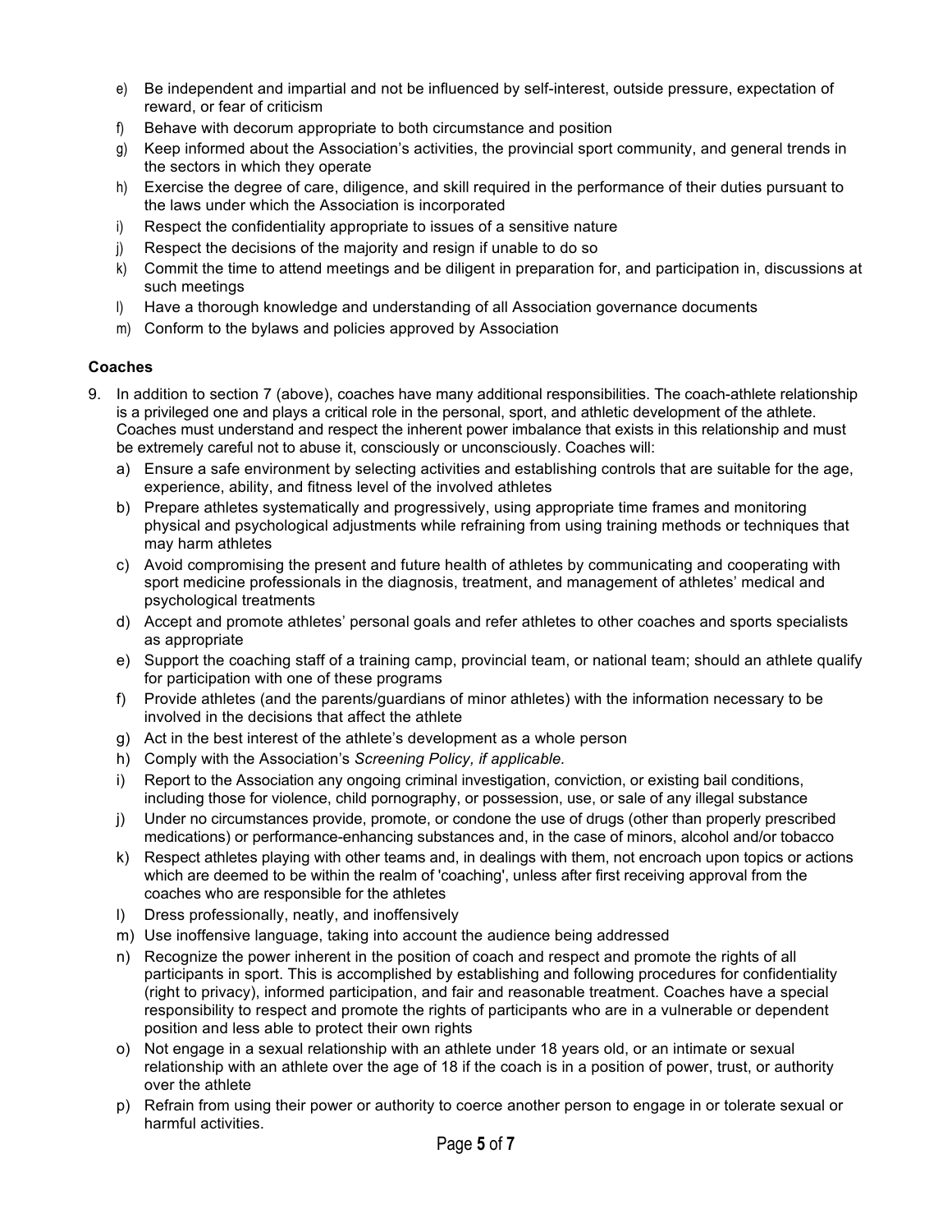e) Be independent and impartial and not be influenced by self-interest, outside pressure, expectation of reward, or fear of criticism
f) Behave with decorum appropriate to both circumstance and position
g) Keep informed about the Association's activities, the provincial sport community, and general trends in the sectors in which they operate
h) Exercise the degree of care, diligence, and skill required in the performance of their duties pursuant to the laws under which the Association is incorporated
i) Respect the confidentiality appropriate to issues of a sensitive nature
j) Respect the decisions of the majority and resign if unable to do so
k) Commit the time to attend meetings and be diligent in preparation for, and participation in, discussions at such meetings
l) Have a thorough knowledge and understanding of all Association governance documents
m) Conform to the bylaws and policies approved by Association

**Coaches**

9. In addition to section 7 (above), coaches have many additional responsibilities. The coach-athlete relationship is a privileged one and plays a critical role in the personal, sport, and athletic development of the athlete. Coaches must understand and respect the inherent power imbalance that exists in this relationship and must be extremely careful not to abuse it, consciously or unconsciously. Coaches will:
   a) Ensure a safe environment by selecting activities and establishing controls that are suitable for the age, experience, ability, and fitness level of the involved athletes
   b) Prepare athletes systematically and progressively, using appropriate time frames and monitoring physical and psychological adjustments while refraining from using training methods or techniques that may harm athletes
   c) Avoid compromising the present and future health of athletes by communicating and cooperating with sport medicine professionals in the diagnosis, treatment, and management of athletes' medical and psychological treatments
   d) Accept and promote athletes' personal goals and refer athletes to other coaches and sports specialists as appropriate
   e) Support the coaching staff of a training camp, provincial team, or national team; should an athlete qualify for participation with one of these programs
   f) Provide athletes (and the parents/guardians of minor athletes) with the information necessary to be involved in the decisions that affect the athlete
   g) Act in the best interest of the athlete's development as a whole person
   h) Comply with the Association's *Screening Policy, if applicable.*
   i) Report to the Association any ongoing criminal investigation, conviction, or existing bail conditions, including those for violence, child pornography, or possession, use, or sale of any illegal substance
   j) Under no circumstances provide, promote, or condone the use of drugs (other than properly prescribed medications) or performance-enhancing substances and, in the case of minors, alcohol and/or tobacco
   k) Respect athletes playing with other teams and, in dealings with them, not encroach upon topics or actions which are deemed to be within the realm of 'coaching', unless after first receiving approval from the coaches who are responsible for the athletes
   l) Dress professionally, neatly, and inoffensively
   m) Use inoffensive language, taking into account the audience being addressed
   n) Recognize the power inherent in the position of coach and respect and promote the rights of all participants in sport. This is accomplished by establishing and following procedures for confidentiality (right to privacy), informed participation, and fair and reasonable treatment. Coaches have a special responsibility to respect and promote the rights of participants who are in a vulnerable or dependent position and less able to protect their own rights
   o) Not engage in a sexual relationship with an athlete under 18 years old, or an intimate or sexual relationship with an athlete over the age of 18 if the coach is in a position of power, trust, or authority over the athlete
   p) Refrain from using their power or authority to coerce another person to engage in or tolerate sexual or harmful activities.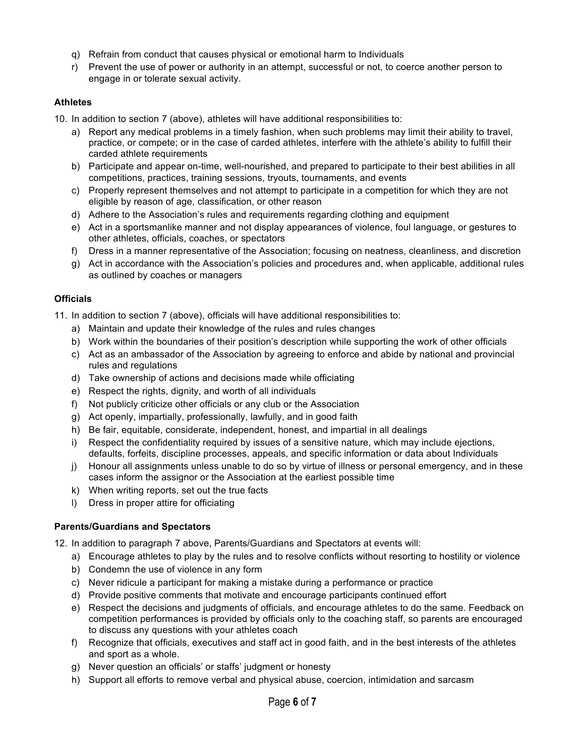q) Refrain from conduct that causes physical or emotional harm to Individuals
r) Prevent the use of power or authority in an attempt, successful or not, to coerce another person to engage in or tolerate sexual activity.

**Athletes**

10. In addition to section 7 (above), athletes will have additional responsibilities to:
    a) Report any medical problems in a timely fashion, when such problems may limit their ability to travel, practice, or compete; or in the case of carded athletes, interfere with the athlete's ability to fulfill their carded athlete requirements
    b) Participate and appear on-time, well-nourished, and prepared to participate to their best abilities in all competitions, practices, training sessions, tryouts, tournaments, and events
    c) Properly represent themselves and not attempt to participate in a competition for which they are not eligible by reason of age, classification, or other reason
    d) Adhere to the Association's rules and requirements regarding clothing and equipment
    e) Act in a sportsmanlike manner and not display appearances of violence, foul language, or gestures to other athletes, officials, coaches, or spectators
    f) Dress in a manner representative of the Association; focusing on neatness, cleanliness, and discretion
    g) Act in accordance with the Association's policies and procedures and, when applicable, additional rules as outlined by coaches or managers

**Officials**

11. In addition to section 7 (above), officials will have additional responsibilities to:
    a) Maintain and update their knowledge of the rules and rules changes
    b) Work within the boundaries of their position's description while supporting the work of other officials
    c) Act as an ambassador of the Association by agreeing to enforce and abide by national and provincial rules and regulations
    d) Take ownership of actions and decisions made while officiating
    e) Respect the rights, dignity, and worth of all individuals
    f) Not publicly criticize other officials or any club or the Association
    g) Act openly, impartially, professionally, lawfully, and in good faith
    h) Be fair, equitable, considerate, independent, honest, and impartial in all dealings
    i) Respect the confidentiality required by issues of a sensitive nature, which may include ejections, defaults, forfeits, discipline processes, appeals, and specific information or data about Individuals
    j) Honour all assignments unless unable to do so by virtue of illness or personal emergency, and in these cases inform the assignor or the Association at the earliest possible time
    k) When writing reports, set out the true facts
    l) Dress in proper attire for officiating

**Parents/Guardians and Spectators**

12. In addition to paragraph 7 above, Parents/Guardians and Spectators at events will:
    a) Encourage athletes to play by the rules and to resolve conflicts without resorting to hostility or violence
    b) Condemn the use of violence in any form
    c) Never ridicule a participant for making a mistake during a performance or practice
    d) Provide positive comments that motivate and encourage participants continued effort
    e) Respect the decisions and judgments of officials, and encourage athletes to do the same. Feedback on competition performances is provided by officials only to the coaching staff, so parents are encouraged to discuss any questions with your athletes coach
    f) Recognize that officials, executives and staff act in good faith, and in the best interests of the athletes and sport as a whole.
    g) Never question an officials' or staffs' judgment or honesty
    h) Support all efforts to remove verbal and physical abuse, coercion, intimidation and sarcasm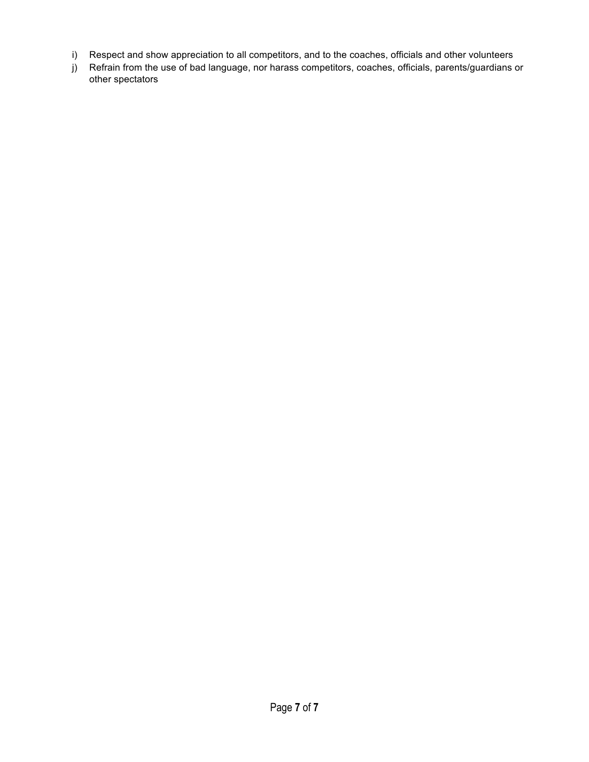i) Respect and show appreciation to all competitors, and to the coaches, officials and other volunteers
j) Refrain from the use of bad language, nor harass competitors, coaches, officials, parents/guardians or other spectators